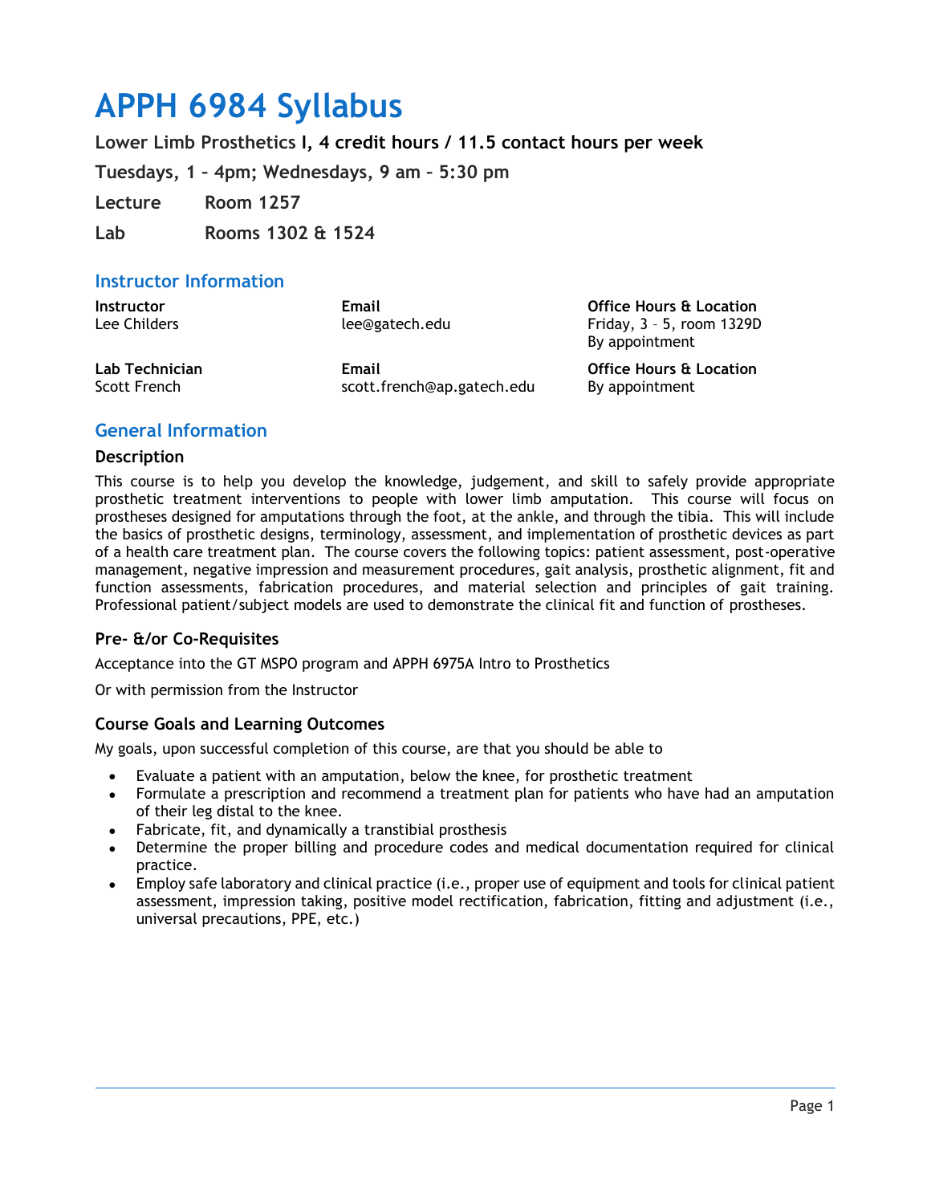# APPH 6984 Syllabus

**Lower Limb Prosthetics I, 4 credit hours / 11.5 contact hours per week**

**Tuesdays, 1 – 4pm; Wednesdays, 9 am – 5:30 pm**

**Lecture** Room 1257

**Lab** Rooms 1302 & 1524

## Instructor Information

| **Instructor** | **Email** | **Office Hours & Location** |
|---|---|---|
| Lee Childers | lee@gatech.edu | Friday, 3 – 5, room 1329D<br>By appointment |
| **Lab Technician** | **Email** | **Office Hours & Location** |
| Scott French | scott.french@ap.gatech.edu | By appointment |

## General Information

### Description

This course is to help you develop the knowledge, judgement, and skill to safely provide appropriate prosthetic treatment interventions to people with lower limb amputation. This course will focus on prostheses designed for amputations through the foot, at the ankle, and through the tibia. This will include the basics of prosthetic designs, terminology, assessment, and implementation of prosthetic devices as part of a health care treatment plan. The course covers the following topics: patient assessment, post-operative management, negative impression and measurement procedures, gait analysis, prosthetic alignment, fit and function assessments, fabrication procedures, and material selection and principles of gait training. Professional patient/subject models are used to demonstrate the clinical fit and function of prostheses.

### Pre- &/or Co-Requisites

Acceptance into the GT MSPO program and APPH 6975A Intro to Prosthetics

Or with permission from the Instructor

### Course Goals and Learning Outcomes

My goals, upon successful completion of this course, are that you should be able to

- Evaluate a patient with an amputation, below the knee, for prosthetic treatment
- Formulate a prescription and recommend a treatment plan for patients who have had an amputation of their leg distal to the knee.
- Fabricate, fit, and dynamically a transtibial prosthesis
- Determine the proper billing and procedure codes and medical documentation required for clinical practice.
- Employ safe laboratory and clinical practice (i.e., proper use of equipment and tools for clinical patient assessment, impression taking, positive model rectification, fabrication, fitting and adjustment (i.e., universal precautions, PPE, etc.)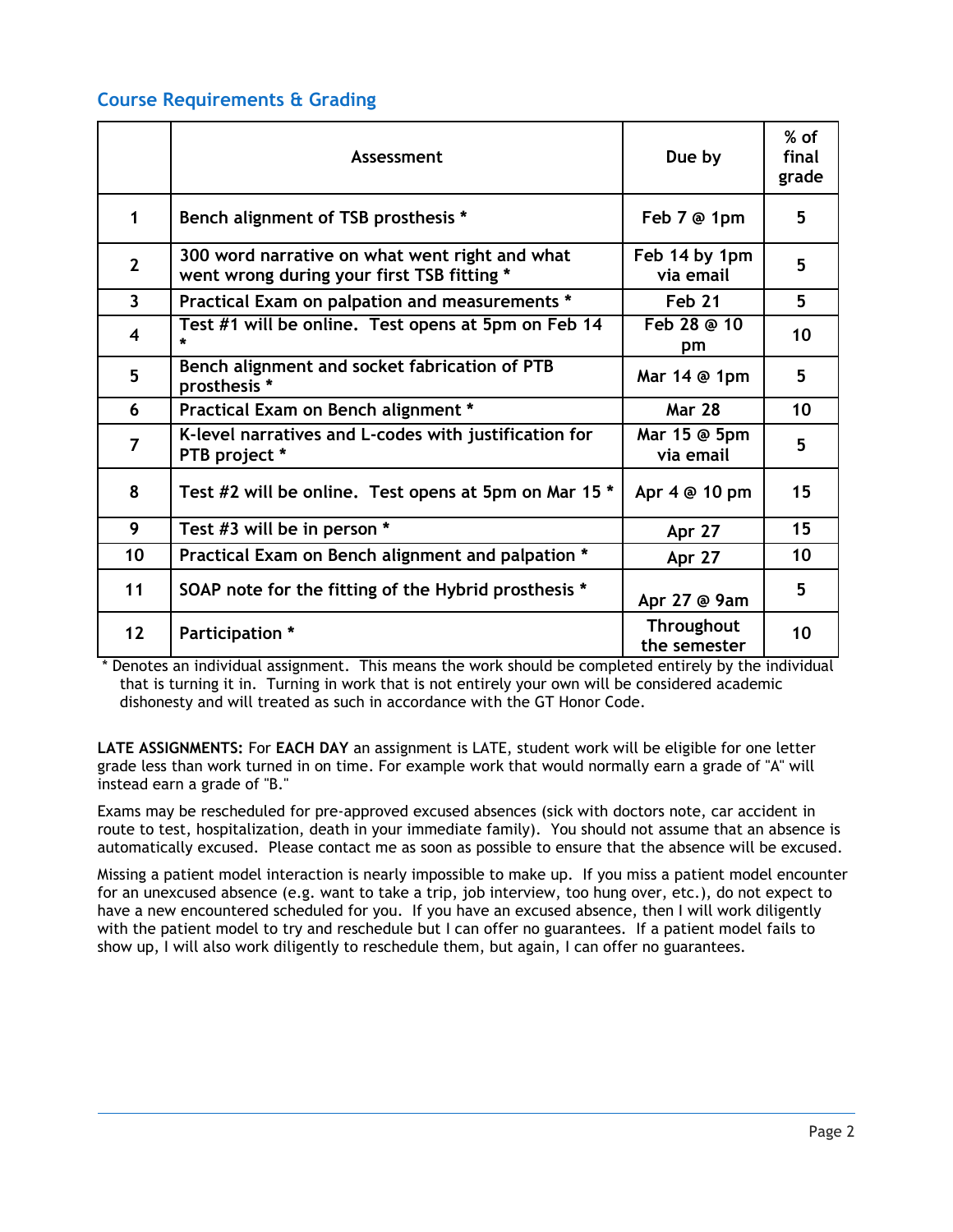## Course Requirements & Grading

| | Assessment | Due by | % of final grade |
|---|---|---|---|
| 1 | Bench alignment of TSB prosthesis * | Feb 7 @ 1pm | 5 |
| 2 | 300 word narrative on what went right and what went wrong during your first TSB fitting * | Feb 14 by 1pm via email | 5 |
| 3 | Practical Exam on palpation and measurements * | Feb 21 | 5 |
| 4 | Test #1 will be online. Test opens at 5pm on Feb 14 * | Feb 28 @ 10 pm | 10 |
| 5 | Bench alignment and socket fabrication of PTB prosthesis * | Mar 14 @ 1pm | 5 |
| 6 | Practical Exam on Bench alignment * | Mar 28 | 10 |
| 7 | K-level narratives and L-codes with justification for PTB project * | Mar 15 @ 5pm via email | 5 |
| 8 | Test #2 will be online. Test opens at 5pm on Mar 15 * | Apr 4 @ 10 pm | 15 |
| 9 | Test #3 will be in person * | Apr 27 | 15 |
| 10 | Practical Exam on Bench alignment and palpation * | Apr 27 | 10 |
| 11 | SOAP note for the fitting of the Hybrid prosthesis * | Apr 27 @ 9am | 5 |
| 12 | Participation * | Throughout the semester | 10 |

* Denotes an individual assignment. This means the work should be completed entirely by the individual that is turning it in. Turning in work that is not entirely your own will be considered academic dishonesty and will treated as such in accordance with the GT Honor Code.

**LATE ASSIGNMENTS:** For **EACH DAY** an assignment is LATE, student work will be eligible for one letter grade less than work turned in on time. For example work that would normally earn a grade of "A" will instead earn a grade of "B."

Exams may be rescheduled for pre-approved excused absences (sick with doctors note, car accident in route to test, hospitalization, death in your immediate family). You should not assume that an absence is automatically excused. Please contact me as soon as possible to ensure that the absence will be excused.

Missing a patient model interaction is nearly impossible to make up. If you miss a patient model encounter for an unexcused absence (e.g. want to take a trip, job interview, too hung over, etc.), do not expect to have a new encountered scheduled for you. If you have an excused absence, then I will work diligently with the patient model to try and reschedule but I can offer no guarantees. If a patient model fails to show up, I will also work diligently to reschedule them, but again, I can offer no guarantees.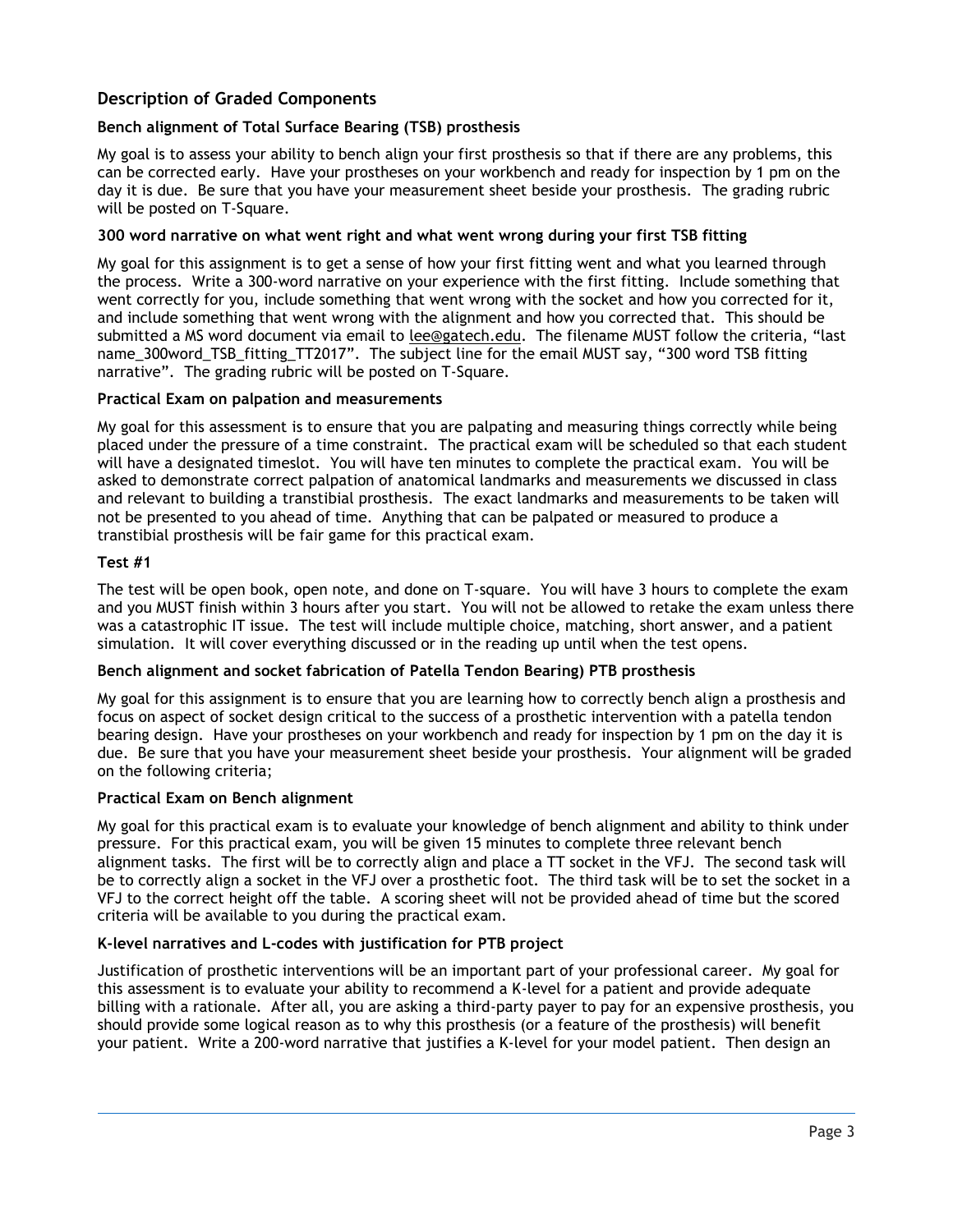## Description of Graded Components

### Bench alignment of Total Surface Bearing (TSB) prosthesis

My goal is to assess your ability to bench align your first prosthesis so that if there are any problems, this can be corrected early. Have your prostheses on your workbench and ready for inspection by 1 pm on the day it is due. Be sure that you have your measurement sheet beside your prosthesis. The grading rubric will be posted on T-Square.

### 300 word narrative on what went right and what went wrong during your first TSB fitting

My goal for this assignment is to get a sense of how your first fitting went and what you learned through the process. Write a 300-word narrative on your experience with the first fitting. Include something that went correctly for you, include something that went wrong with the socket and how you corrected for it, and include something that went wrong with the alignment and how you corrected that. This should be submitted a MS word document via email to lee@gatech.edu. The filename MUST follow the criteria, "last name_300word_TSB_fitting_TT2017". The subject line for the email MUST say, "300 word TSB fitting narrative". The grading rubric will be posted on T-Square.

### Practical Exam on palpation and measurements

My goal for this assessment is to ensure that you are palpating and measuring things correctly while being placed under the pressure of a time constraint. The practical exam will be scheduled so that each student will have a designated timeslot. You will have ten minutes to complete the practical exam. You will be asked to demonstrate correct palpation of anatomical landmarks and measurements we discussed in class and relevant to building a transtibial prosthesis. The exact landmarks and measurements to be taken will not be presented to you ahead of time. Anything that can be palpated or measured to produce a transtibial prosthesis will be fair game for this practical exam.

### Test #1

The test will be open book, open note, and done on T-square. You will have 3 hours to complete the exam and you MUST finish within 3 hours after you start. You will not be allowed to retake the exam unless there was a catastrophic IT issue. The test will include multiple choice, matching, short answer, and a patient simulation. It will cover everything discussed or in the reading up until when the test opens.

### Bench alignment and socket fabrication of Patella Tendon Bearing) PTB prosthesis

My goal for this assignment is to ensure that you are learning how to correctly bench align a prosthesis and focus on aspect of socket design critical to the success of a prosthetic intervention with a patella tendon bearing design. Have your prostheses on your workbench and ready for inspection by 1 pm on the day it is due. Be sure that you have your measurement sheet beside your prosthesis. Your alignment will be graded on the following criteria;

### Practical Exam on Bench alignment

My goal for this practical exam is to evaluate your knowledge of bench alignment and ability to think under pressure. For this practical exam, you will be given 15 minutes to complete three relevant bench alignment tasks. The first will be to correctly align and place a TT socket in the VFJ. The second task will be to correctly align a socket in the VFJ over a prosthetic foot. The third task will be to set the socket in a VFJ to the correct height off the table. A scoring sheet will not be provided ahead of time but the scored criteria will be available to you during the practical exam.

### K-level narratives and L-codes with justification for PTB project

Justification of prosthetic interventions will be an important part of your professional career. My goal for this assessment is to evaluate your ability to recommend a K-level for a patient and provide adequate billing with a rationale. After all, you are asking a third-party payer to pay for an expensive prosthesis, you should provide some logical reason as to why this prosthesis (or a feature of the prosthesis) will benefit your patient. Write a 200-word narrative that justifies a K-level for your model patient. Then design an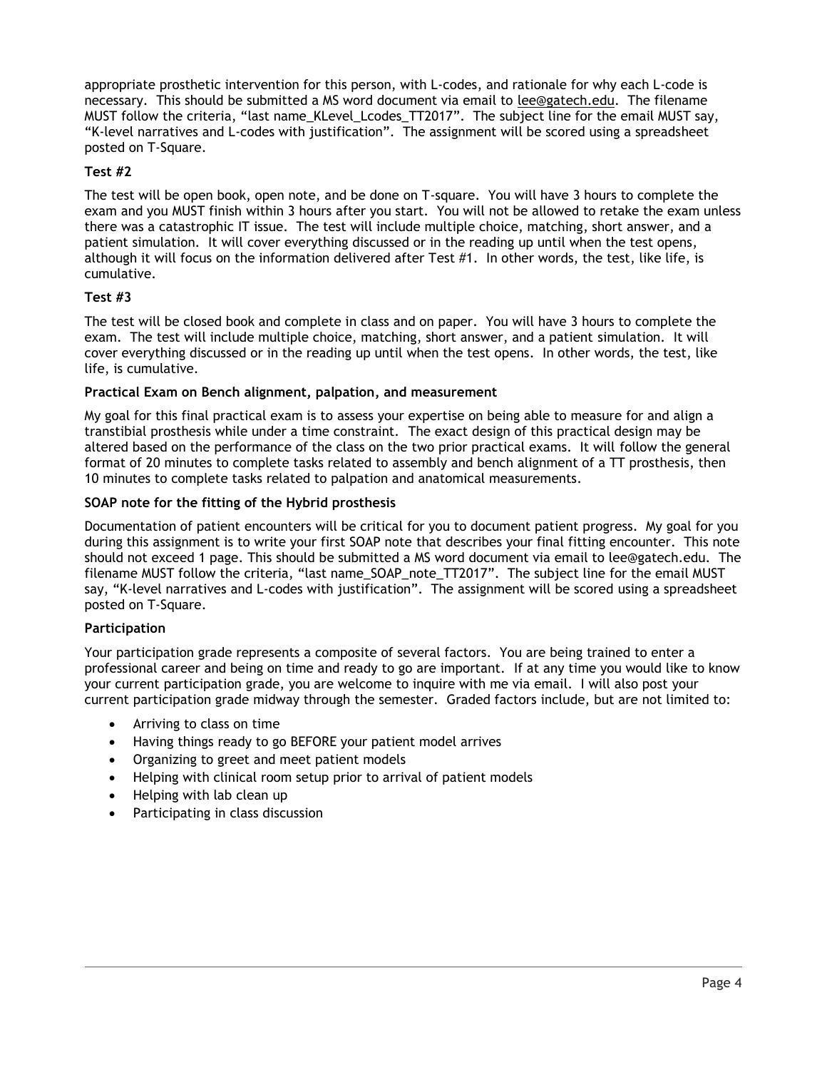appropriate prosthetic intervention for this person, with L-codes, and rationale for why each L-code is necessary. This should be submitted a MS word document via email to lee@gatech.edu. The filename MUST follow the criteria, "last name_KLevel_Lcodes_TT2017". The subject line for the email MUST say, "K-level narratives and L-codes with justification". The assignment will be scored using a spreadsheet posted on T-Square.

**Test #2**

The test will be open book, open note, and be done on T-square. You will have 3 hours to complete the exam and you MUST finish within 3 hours after you start. You will not be allowed to retake the exam unless there was a catastrophic IT issue. The test will include multiple choice, matching, short answer, and a patient simulation. It will cover everything discussed or in the reading up until when the test opens, although it will focus on the information delivered after Test #1. In other words, the test, like life, is cumulative.

**Test #3**

The test will be closed book and complete in class and on paper. You will have 3 hours to complete the exam. The test will include multiple choice, matching, short answer, and a patient simulation. It will cover everything discussed or in the reading up until when the test opens. In other words, the test, like life, is cumulative.

**Practical Exam on Bench alignment, palpation, and measurement**

My goal for this final practical exam is to assess your expertise on being able to measure for and align a transtibial prosthesis while under a time constraint. The exact design of this practical design may be altered based on the performance of the class on the two prior practical exams. It will follow the general format of 20 minutes to complete tasks related to assembly and bench alignment of a TT prosthesis, then 10 minutes to complete tasks related to palpation and anatomical measurements.

**SOAP note for the fitting of the Hybrid prosthesis**

Documentation of patient encounters will be critical for you to document patient progress. My goal for you during this assignment is to write your first SOAP note that describes your final fitting encounter. This note should not exceed 1 page. This should be submitted a MS word document via email to lee@gatech.edu. The filename MUST follow the criteria, "last name_SOAP_note_TT2017". The subject line for the email MUST say, "K-level narratives and L-codes with justification". The assignment will be scored using a spreadsheet posted on T-Square.

**Participation**

Your participation grade represents a composite of several factors. You are being trained to enter a professional career and being on time and ready to go are important. If at any time you would like to know your current participation grade, you are welcome to inquire with me via email. I will also post your current participation grade midway through the semester. Graded factors include, but are not limited to:

- Arriving to class on time
- Having things ready to go BEFORE your patient model arrives
- Organizing to greet and meet patient models
- Helping with clinical room setup prior to arrival of patient models
- Helping with lab clean up
- Participating in class discussion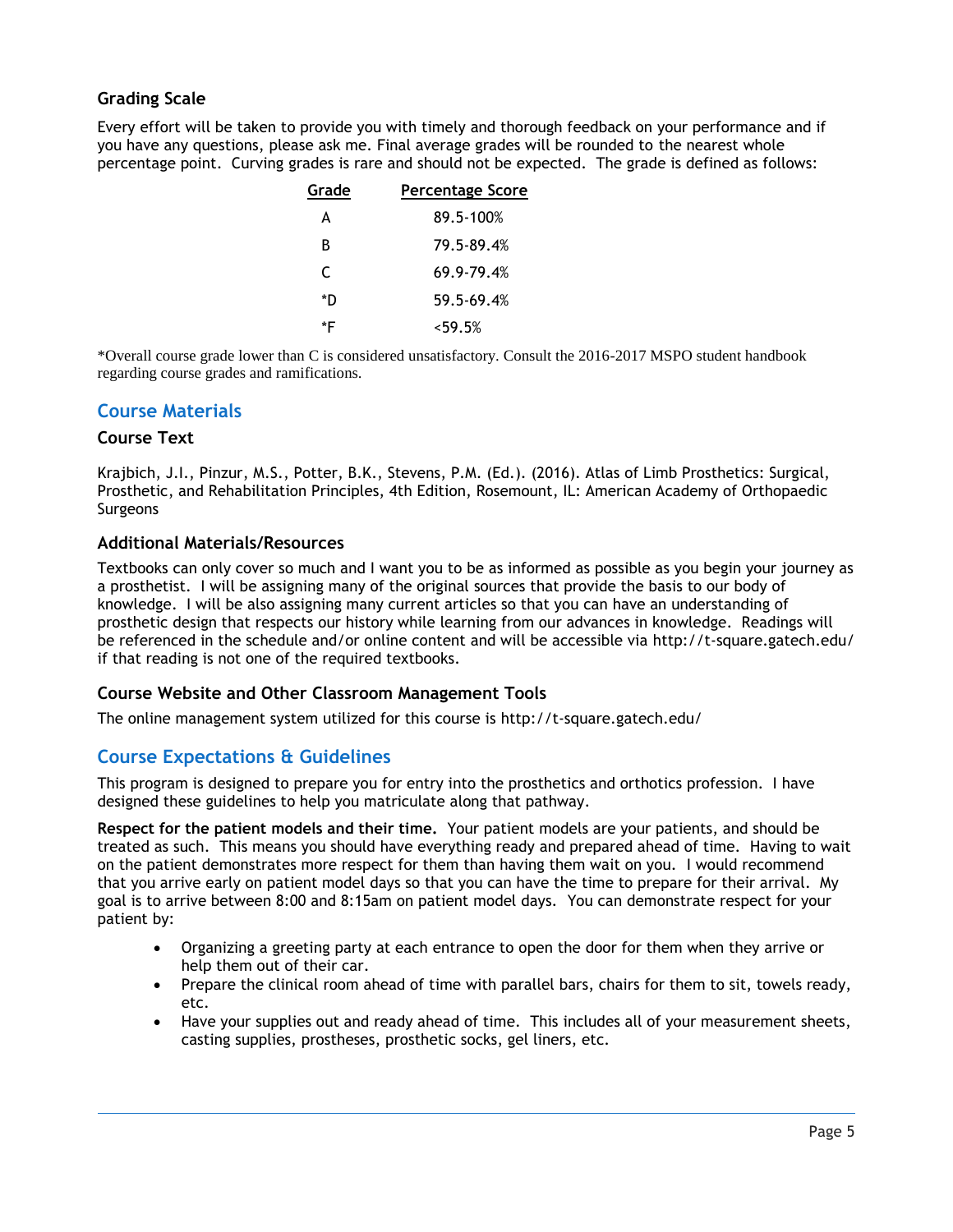### Grading Scale

Every effort will be taken to provide you with timely and thorough feedback on your performance and if you have any questions, please ask me. Final average grades will be rounded to the nearest whole percentage point. Curving grades is rare and should not be expected. The grade is defined as follows:

| Grade | Percentage Score |
|---|---|
| A | 89.5-100% |
| B | 79.5-89.4% |
| C | 69.9-79.4% |
| *D | 59.5-69.4% |
| *F | <59.5% |

*Overall course grade lower than C is considered unsatisfactory. Consult the 2016-2017 MSPO student handbook regarding course grades and ramifications.

## Course Materials

### Course Text

Krajbich, J.I., Pinzur, M.S., Potter, B.K., Stevens, P.M. (Ed.). (2016). Atlas of Limb Prosthetics: Surgical, Prosthetic, and Rehabilitation Principles, 4th Edition, Rosemount, IL: American Academy of Orthopaedic Surgeons

### Additional Materials/Resources

Textbooks can only cover so much and I want you to be as informed as possible as you begin your journey as a prosthetist. I will be assigning many of the original sources that provide the basis to our body of knowledge. I will be also assigning many current articles so that you can have an understanding of prosthetic design that respects our history while learning from our advances in knowledge. Readings will be referenced in the schedule and/or online content and will be accessible via http://t-square.gatech.edu/ if that reading is not one of the required textbooks.

### Course Website and Other Classroom Management Tools

The online management system utilized for this course is http://t-square.gatech.edu/

## Course Expectations & Guidelines

This program is designed to prepare you for entry into the prosthetics and orthotics profession. I have designed these guidelines to help you matriculate along that pathway.

**Respect for the patient models and their time.** Your patient models are your patients, and should be treated as such. This means you should have everything ready and prepared ahead of time. Having to wait on the patient demonstrates more respect for them than having them wait on you. I would recommend that you arrive early on patient model days so that you can have the time to prepare for their arrival. My goal is to arrive between 8:00 and 8:15am on patient model days. You can demonstrate respect for your patient by:

- Organizing a greeting party at each entrance to open the door for them when they arrive or help them out of their car.
- Prepare the clinical room ahead of time with parallel bars, chairs for them to sit, towels ready, etc.
- Have your supplies out and ready ahead of time. This includes all of your measurement sheets, casting supplies, prostheses, prosthetic socks, gel liners, etc.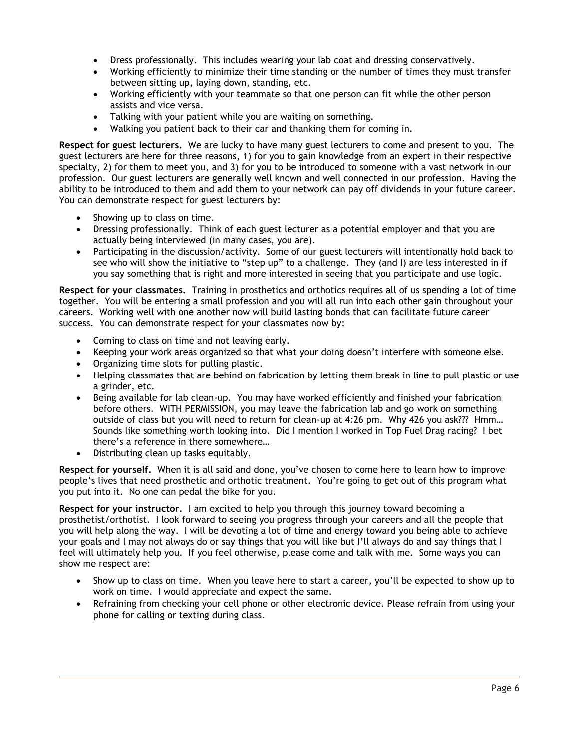- Dress professionally. This includes wearing your lab coat and dressing conservatively.
- Working efficiently to minimize their time standing or the number of times they must transfer between sitting up, laying down, standing, etc.
- Working efficiently with your teammate so that one person can fit while the other person assists and vice versa.
- Talking with your patient while you are waiting on something.
- Walking you patient back to their car and thanking them for coming in.

**Respect for guest lecturers.** We are lucky to have many guest lecturers to come and present to you. The guest lecturers are here for three reasons, 1) for you to gain knowledge from an expert in their respective specialty, 2) for them to meet you, and 3) for you to be introduced to someone with a vast network in our profession. Our guest lecturers are generally well known and well connected in our profession. Having the ability to be introduced to them and add them to your network can pay off dividends in your future career. You can demonstrate respect for guest lecturers by:

- Showing up to class on time.
- Dressing professionally. Think of each guest lecturer as a potential employer and that you are actually being interviewed (in many cases, you are).
- Participating in the discussion/activity. Some of our guest lecturers will intentionally hold back to see who will show the initiative to "step up" to a challenge. They (and I) are less interested in if you say something that is right and more interested in seeing that you participate and use logic.

**Respect for your classmates.** Training in prosthetics and orthotics requires all of us spending a lot of time together. You will be entering a small profession and you will all run into each other gain throughout your careers. Working well with one another now will build lasting bonds that can facilitate future career success. You can demonstrate respect for your classmates now by:

- Coming to class on time and not leaving early.
- Keeping your work areas organized so that what your doing doesn't interfere with someone else.
- Organizing time slots for pulling plastic.
- Helping classmates that are behind on fabrication by letting them break in line to pull plastic or use a grinder, etc.
- Being available for lab clean-up. You may have worked efficiently and finished your fabrication before others. WITH PERMISSION, you may leave the fabrication lab and go work on something outside of class but you will need to return for clean-up at 4:26 pm. Why 426 you ask??? Hmm… Sounds like something worth looking into. Did I mention I worked in Top Fuel Drag racing? I bet there's a reference in there somewhere…
- Distributing clean up tasks equitably.

**Respect for yourself.** When it is all said and done, you've chosen to come here to learn how to improve people's lives that need prosthetic and orthotic treatment. You're going to get out of this program what you put into it. No one can pedal the bike for you.

**Respect for your instructor.** I am excited to help you through this journey toward becoming a prosthetist/orthotist. I look forward to seeing you progress through your careers and all the people that you will help along the way. I will be devoting a lot of time and energy toward you being able to achieve your goals and I may not always do or say things that you will like but I'll always do and say things that I feel will ultimately help you. If you feel otherwise, please come and talk with me. Some ways you can show me respect are:

- Show up to class on time. When you leave here to start a career, you'll be expected to show up to work on time. I would appreciate and expect the same.
- Refraining from checking your cell phone or other electronic device. Please refrain from using your phone for calling or texting during class.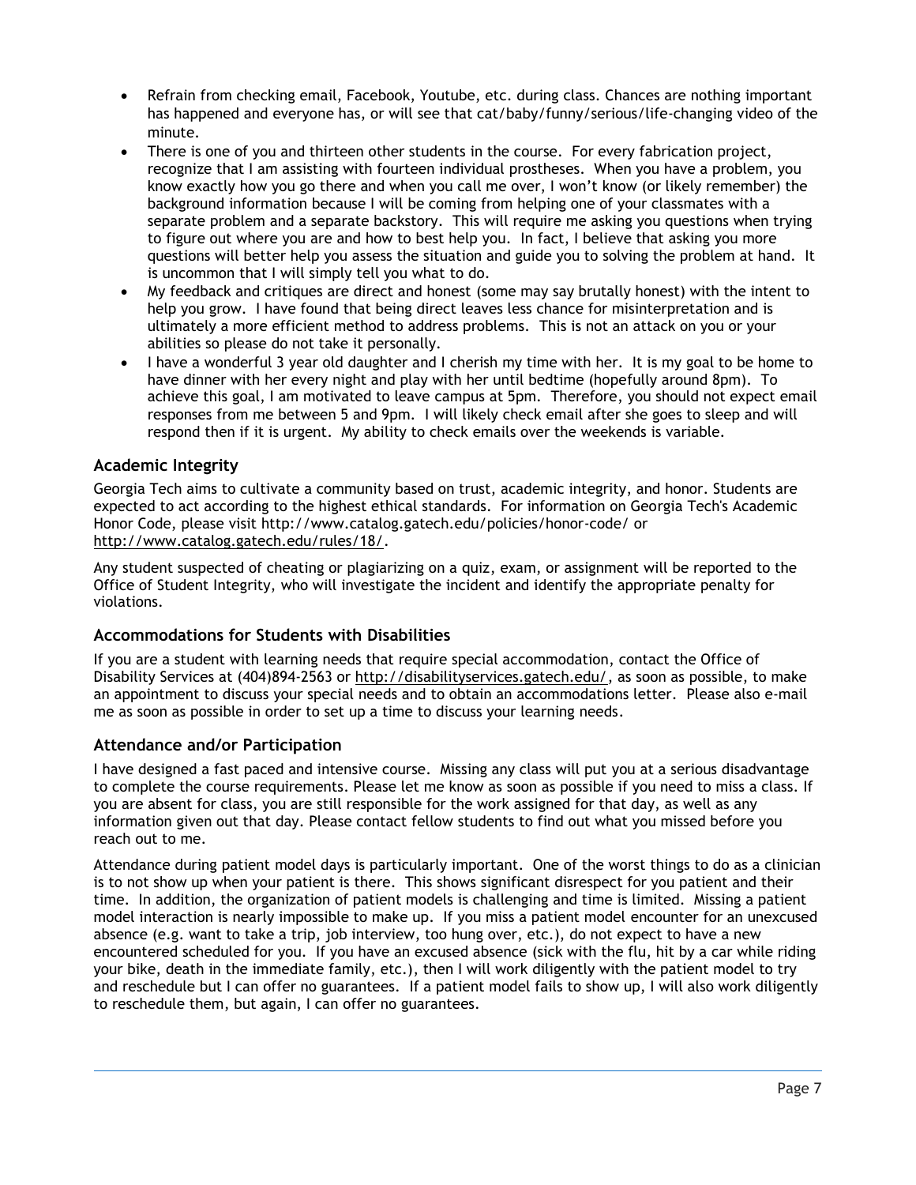- Refrain from checking email, Facebook, Youtube, etc. during class. Chances are nothing important has happened and everyone has, or will see that cat/baby/funny/serious/life-changing video of the minute.
- There is one of you and thirteen other students in the course. For every fabrication project, recognize that I am assisting with fourteen individual prostheses. When you have a problem, you know exactly how you go there and when you call me over, I won't know (or likely remember) the background information because I will be coming from helping one of your classmates with a separate problem and a separate backstory. This will require me asking you questions when trying to figure out where you are and how to best help you. In fact, I believe that asking you more questions will better help you assess the situation and guide you to solving the problem at hand. It is uncommon that I will simply tell you what to do.
- My feedback and critiques are direct and honest (some may say brutally honest) with the intent to help you grow. I have found that being direct leaves less chance for misinterpretation and is ultimately a more efficient method to address problems. This is not an attack on you or your abilities so please do not take it personally.
- I have a wonderful 3 year old daughter and I cherish my time with her. It is my goal to be home to have dinner with her every night and play with her until bedtime (hopefully around 8pm). To achieve this goal, I am motivated to leave campus at 5pm. Therefore, you should not expect email responses from me between 5 and 9pm. I will likely check email after she goes to sleep and will respond then if it is urgent. My ability to check emails over the weekends is variable.

## Academic Integrity

Georgia Tech aims to cultivate a community based on trust, academic integrity, and honor. Students are expected to act according to the highest ethical standards. For information on Georgia Tech's Academic Honor Code, please visit http://www.catalog.gatech.edu/policies/honor-code/ or http://www.catalog.gatech.edu/rules/18/.

Any student suspected of cheating or plagiarizing on a quiz, exam, or assignment will be reported to the Office of Student Integrity, who will investigate the incident and identify the appropriate penalty for violations.

## Accommodations for Students with Disabilities

If you are a student with learning needs that require special accommodation, contact the Office of Disability Services at (404)894-2563 or http://disabilityservices.gatech.edu/, as soon as possible, to make an appointment to discuss your special needs and to obtain an accommodations letter. Please also e-mail me as soon as possible in order to set up a time to discuss your learning needs.

## Attendance and/or Participation

I have designed a fast paced and intensive course. Missing any class will put you at a serious disadvantage to complete the course requirements. Please let me know as soon as possible if you need to miss a class. If you are absent for class, you are still responsible for the work assigned for that day, as well as any information given out that day. Please contact fellow students to find out what you missed before you reach out to me.

Attendance during patient model days is particularly important. One of the worst things to do as a clinician is to not show up when your patient is there. This shows significant disrespect for you patient and their time. In addition, the organization of patient models is challenging and time is limited. Missing a patient model interaction is nearly impossible to make up. If you miss a patient model encounter for an unexcused absence (e.g. want to take a trip, job interview, too hung over, etc.), do not expect to have a new encountered scheduled for you. If you have an excused absence (sick with the flu, hit by a car while riding your bike, death in the immediate family, etc.), then I will work diligently with the patient model to try and reschedule but I can offer no guarantees. If a patient model fails to show up, I will also work diligently to reschedule them, but again, I can offer no guarantees.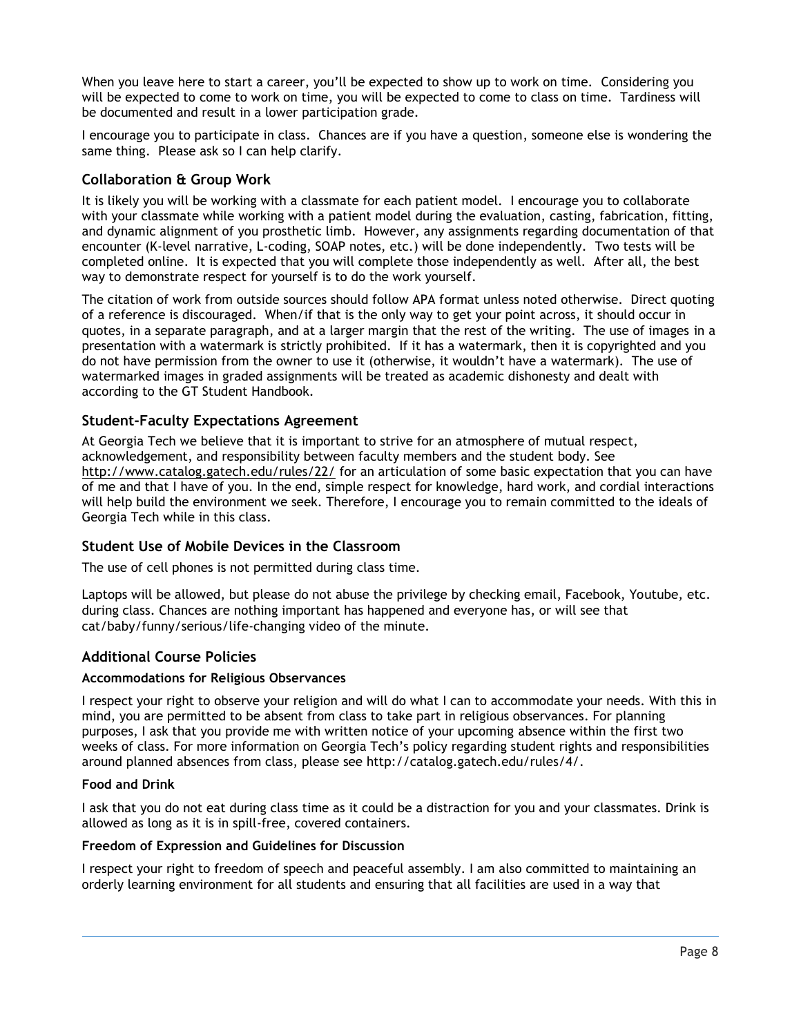When you leave here to start a career, you'll be expected to show up to work on time. Considering you will be expected to come to work on time, you will be expected to come to class on time. Tardiness will be documented and result in a lower participation grade.

I encourage you to participate in class. Chances are if you have a question, someone else is wondering the same thing. Please ask so I can help clarify.

## Collaboration & Group Work

It is likely you will be working with a classmate for each patient model. I encourage you to collaborate with your classmate while working with a patient model during the evaluation, casting, fabrication, fitting, and dynamic alignment of you prosthetic limb. However, any assignments regarding documentation of that encounter (K-level narrative, L-coding, SOAP notes, etc.) will be done independently. Two tests will be completed online. It is expected that you will complete those independently as well. After all, the best way to demonstrate respect for yourself is to do the work yourself.

The citation of work from outside sources should follow APA format unless noted otherwise. Direct quoting of a reference is discouraged. When/if that is the only way to get your point across, it should occur in quotes, in a separate paragraph, and at a larger margin that the rest of the writing. The use of images in a presentation with a watermark is strictly prohibited. If it has a watermark, then it is copyrighted and you do not have permission from the owner to use it (otherwise, it wouldn't have a watermark). The use of watermarked images in graded assignments will be treated as academic dishonesty and dealt with according to the GT Student Handbook.

## Student-Faculty Expectations Agreement

At Georgia Tech we believe that it is important to strive for an atmosphere of mutual respect, acknowledgement, and responsibility between faculty members and the student body. See http://www.catalog.gatech.edu/rules/22/ for an articulation of some basic expectation that you can have of me and that I have of you. In the end, simple respect for knowledge, hard work, and cordial interactions will help build the environment we seek. Therefore, I encourage you to remain committed to the ideals of Georgia Tech while in this class.

## Student Use of Mobile Devices in the Classroom

The use of cell phones is not permitted during class time.

Laptops will be allowed, but please do not abuse the privilege by checking email, Facebook, Youtube, etc. during class. Chances are nothing important has happened and everyone has, or will see that cat/baby/funny/serious/life-changing video of the minute.

## Additional Course Policies

### Accommodations for Religious Observances

I respect your right to observe your religion and will do what I can to accommodate your needs. With this in mind, you are permitted to be absent from class to take part in religious observances. For planning purposes, I ask that you provide me with written notice of your upcoming absence within the first two weeks of class. For more information on Georgia Tech's policy regarding student rights and responsibilities around planned absences from class, please see http://catalog.gatech.edu/rules/4/.

### Food and Drink

I ask that you do not eat during class time as it could be a distraction for you and your classmates. Drink is allowed as long as it is in spill-free, covered containers.

### Freedom of Expression and Guidelines for Discussion

I respect your right to freedom of speech and peaceful assembly. I am also committed to maintaining an orderly learning environment for all students and ensuring that all facilities are used in a way that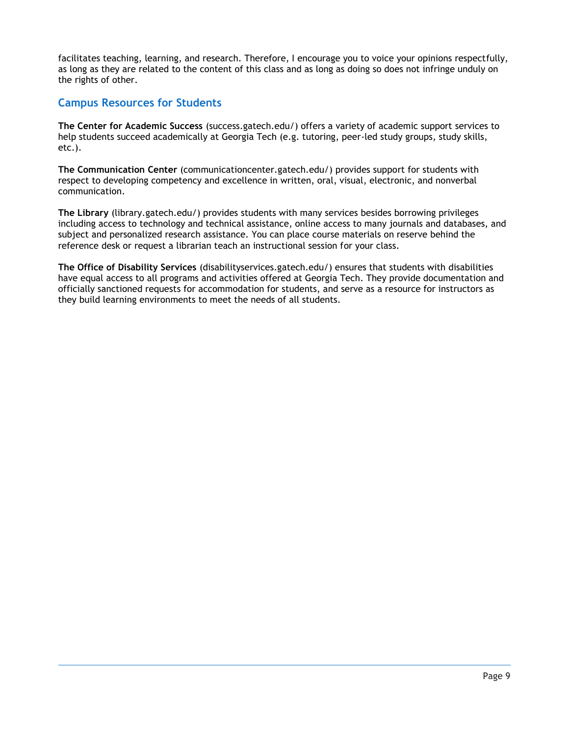facilitates teaching, learning, and research. Therefore, I encourage you to voice your opinions respectfully, as long as they are related to the content of this class and as long as doing so does not infringe unduly on the rights of other.

## Campus Resources for Students

**The Center for Academic Success** (success.gatech.edu/) offers a variety of academic support services to help students succeed academically at Georgia Tech (e.g. tutoring, peer-led study groups, study skills, etc.).

**The Communication Center** (communicationcenter.gatech.edu/) provides support for students with respect to developing competency and excellence in written, oral, visual, electronic, and nonverbal communication.

**The Library** (library.gatech.edu/) provides students with many services besides borrowing privileges including access to technology and technical assistance, online access to many journals and databases, and subject and personalized research assistance. You can place course materials on reserve behind the reference desk or request a librarian teach an instructional session for your class.

**The Office of Disability Services** (disabilityservices.gatech.edu/) ensures that students with disabilities have equal access to all programs and activities offered at Georgia Tech. They provide documentation and officially sanctioned requests for accommodation for students, and serve as a resource for instructors as they build learning environments to meet the needs of all students.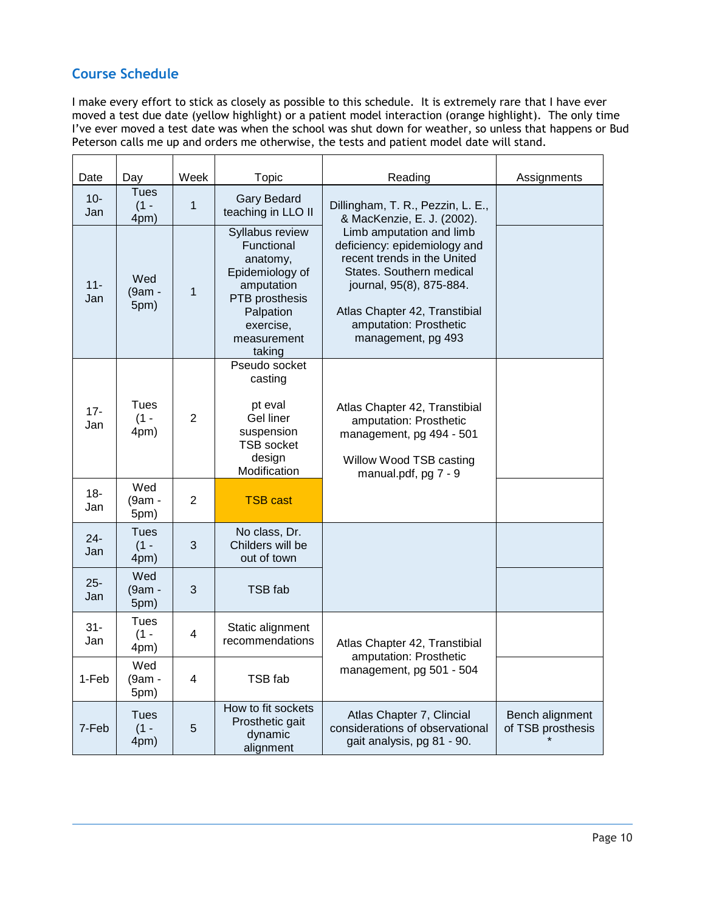## Course Schedule

I make every effort to stick as closely as possible to this schedule. It is extremely rare that I have ever moved a test due date (yellow highlight) or a patient model interaction (orange highlight). The only time I've ever moved a test date was when the school was shut down for weather, so unless that happens or Bud Peterson calls me up and orders me otherwise, the tests and patient model date will stand.

| Date | Day | Week | Topic | Reading | Assignments |
|---|---|---|---|---|---|
| 10-Jan | Tues (1 - 4pm) | 1 | Gary Bedard teaching in LLO II | Dillingham, T. R., Pezzin, L. E., & MacKenzie, E. J. (2002). Limb amputation and limb deficiency: epidemiology and recent trends in the United States. Southern medical journal, 95(8), 875-884.<br><br>Atlas Chapter 42, Transtibial amputation: Prosthetic management, pg 493 | |
| 11-Jan | Wed (9am - 5pm) | 1 | Syllabus review<br>Functional anatomy,<br>Epidemiology of amputation<br>PTB prosthesis<br>Palpation exercise, measurement taking | | |
| 17-Jan | Tues (1 - 4pm) | 2 | Pseudo socket casting<br><br>pt eval<br>Gel liner suspension<br>TSB socket design<br>Modification | Atlas Chapter 42, Transtibial amputation: Prosthetic management, pg 494 - 501<br><br>Willow Wood TSB casting manual.pdf, pg 7 - 9 | |
| 18-Jan | Wed (9am - 5pm) | 2 | TSB cast | | |
| 24-Jan | Tues (1 - 4pm) | 3 | No class, Dr. Childers will be out of town | | |
| 25-Jan | Wed (9am - 5pm) | 3 | TSB fab | | |
| 31-Jan | Tues (1 - 4pm) | 4 | Static alignment recommendations | Atlas Chapter 42, Transtibial amputation: Prosthetic management, pg 501 - 504 | |
| 1-Feb | Wed (9am - 5pm) | 4 | TSB fab | | |
| 7-Feb | Tues (1 - 4pm) | 5 | How to fit sockets<br>Prosthetic gait<br>dynamic alignment | Atlas Chapter 7, Clincial considerations of observational gait analysis, pg 81 - 90. | Bench alignment of TSB prosthesis * |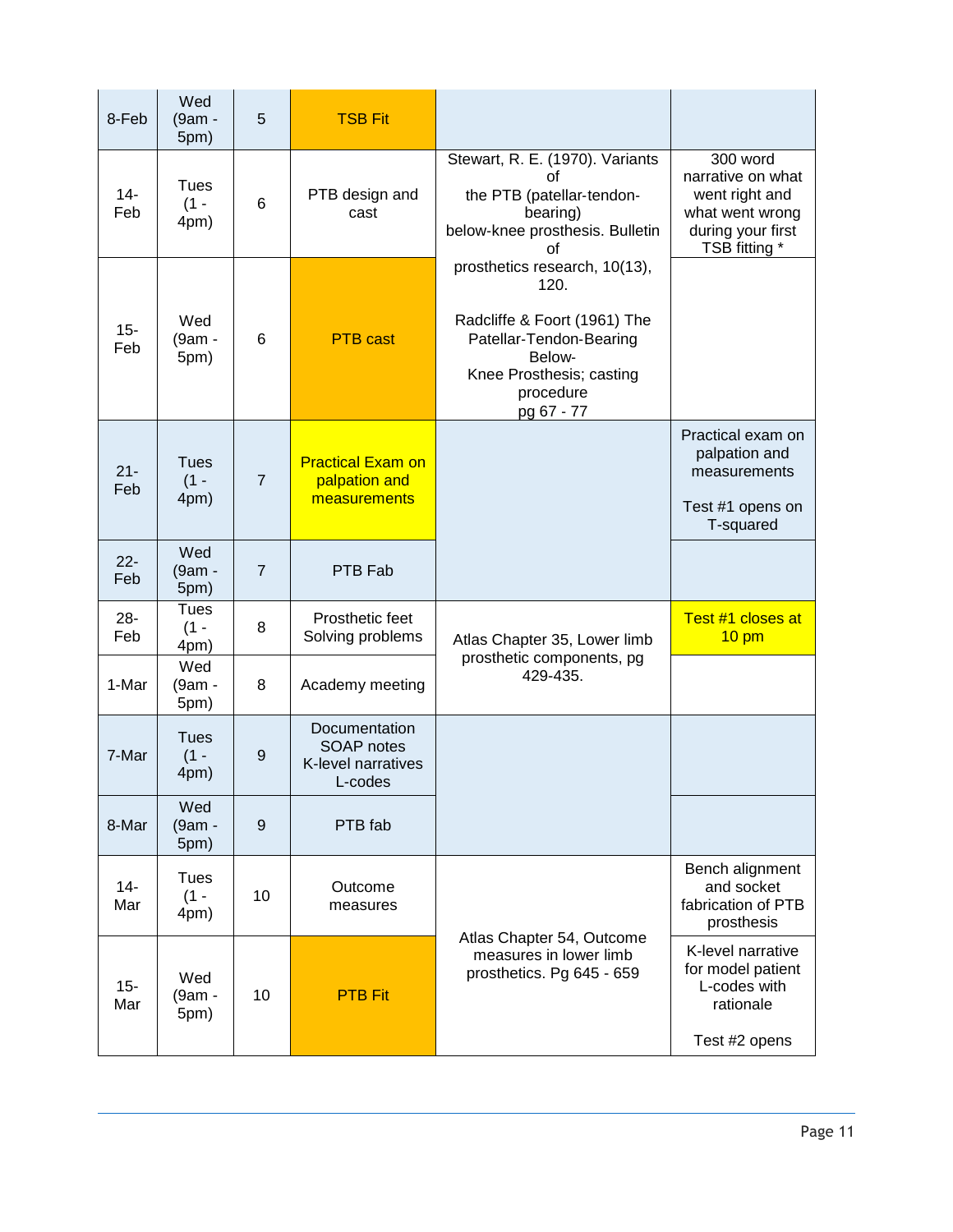| | | | | | |
|---|---|---|---|---|---|
| 8-Feb | Wed (9am - 5pm) | 5 | TSB Fit | | |
| 14-Feb | Tues (1 - 4pm) | 6 | PTB design and cast | Stewart, R. E. (1970). Variants of the PTB (patellar-tendon-bearing) below-knee prosthesis. Bulletin of prosthetics research, 10(13), 120.<br><br>Radcliffe & Foort (1961) The Patellar-Tendon-Bearing Below-Knee Prosthesis; casting procedure pg 67 - 77 | 300 word narrative on what went right and what went wrong during your first TSB fitting * |
| 15-Feb | Wed (9am - 5pm) | 6 | PTB cast | | |
| 21-Feb | Tues (1 - 4pm) | 7 | Practical Exam on palpation and measurements | | Practical exam on palpation and measurements<br><br>Test #1 opens on T-squared |
| 22-Feb | Wed (9am - 5pm) | 7 | PTB Fab | | |
| 28-Feb | Tues (1 - 4pm) | 8 | Prosthetic feet Solving problems | Atlas Chapter 35, Lower limb prosthetic components, pg 429-435. | Test #1 closes at 10 pm |
| 1-Mar | Wed (9am - 5pm) | 8 | Academy meeting | | |
| 7-Mar | Tues (1 - 4pm) | 9 | Documentation SOAP notes K-level narratives L-codes | | |
| 8-Mar | Wed (9am - 5pm) | 9 | PTB fab | | |
| 14-Mar | Tues (1 - 4pm) | 10 | Outcome measures | Atlas Chapter 54, Outcome measures in lower limb prosthetics. Pg 645 - 659 | Bench alignment and socket fabrication of PTB prosthesis |
| 15-Mar | Wed (9am - 5pm) | 10 | PTB Fit | | K-level narrative for model patient L-codes with rationale<br><br>Test #2 opens |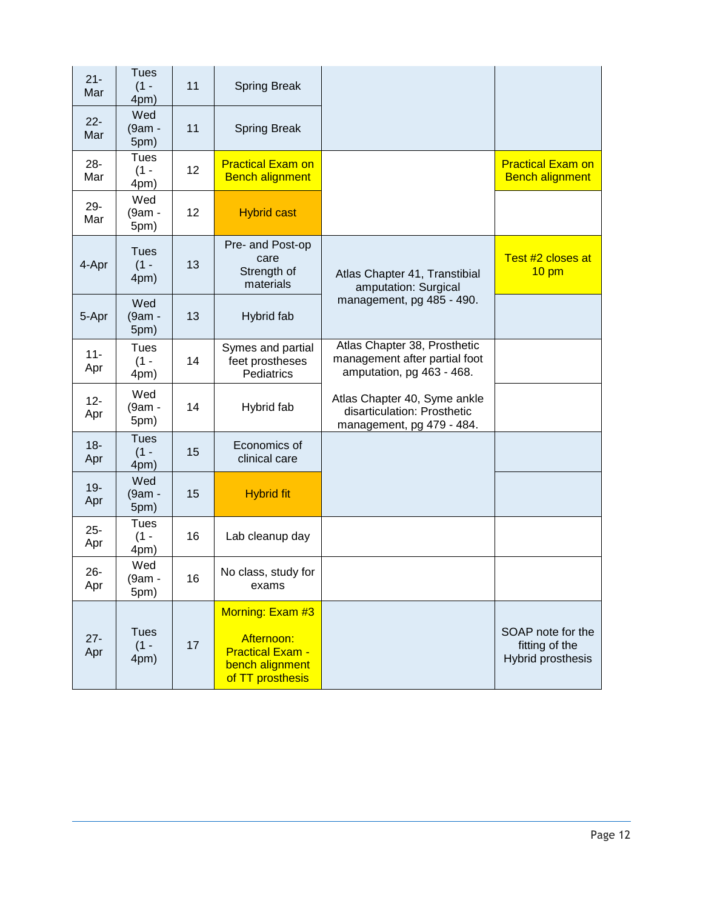| | | | | | |
|---|---|---|---|---|---|
| 21-Mar | Tues (1 - 4pm) | 11 | Spring Break | | |
| 22-Mar | Wed (9am - 5pm) | 11 | Spring Break | | |
| 28-Mar | Tues (1 - 4pm) | 12 | Practical Exam on Bench alignment | | Practical Exam on Bench alignment |
| 29-Mar | Wed (9am - 5pm) | 12 | Hybrid cast | | |
| 4-Apr | Tues (1 - 4pm) | 13 | Pre- and Post-op care<br>Strength of materials | Atlas Chapter 41, Transtibial amputation: Surgical management, pg 485 - 490. | Test #2 closes at 10 pm |
| 5-Apr | Wed (9am - 5pm) | 13 | Hybrid fab | | |
| 11-Apr | Tues (1 - 4pm) | 14 | Symes and partial feet prostheses<br>Pediatrics | Atlas Chapter 38, Prosthetic management after partial foot amputation, pg 463 - 468. | |
| 12-Apr | Wed (9am - 5pm) | 14 | Hybrid fab | Atlas Chapter 40, Syme ankle disarticulation: Prosthetic management, pg 479 - 484. | |
| 18-Apr | Tues (1 - 4pm) | 15 | Economics of clinical care | | |
| 19-Apr | Wed (9am - 5pm) | 15 | Hybrid fit | | |
| 25-Apr | Tues (1 - 4pm) | 16 | Lab cleanup day | | |
| 26-Apr | Wed (9am - 5pm) | 16 | No class, study for exams | | |
| 27-Apr | Tues (1 - 4pm) | 17 | Morning: Exam #3<br><br>Afternoon: Practical Exam - bench alignment of TT prosthesis | | SOAP note for the fitting of the Hybrid prosthesis |